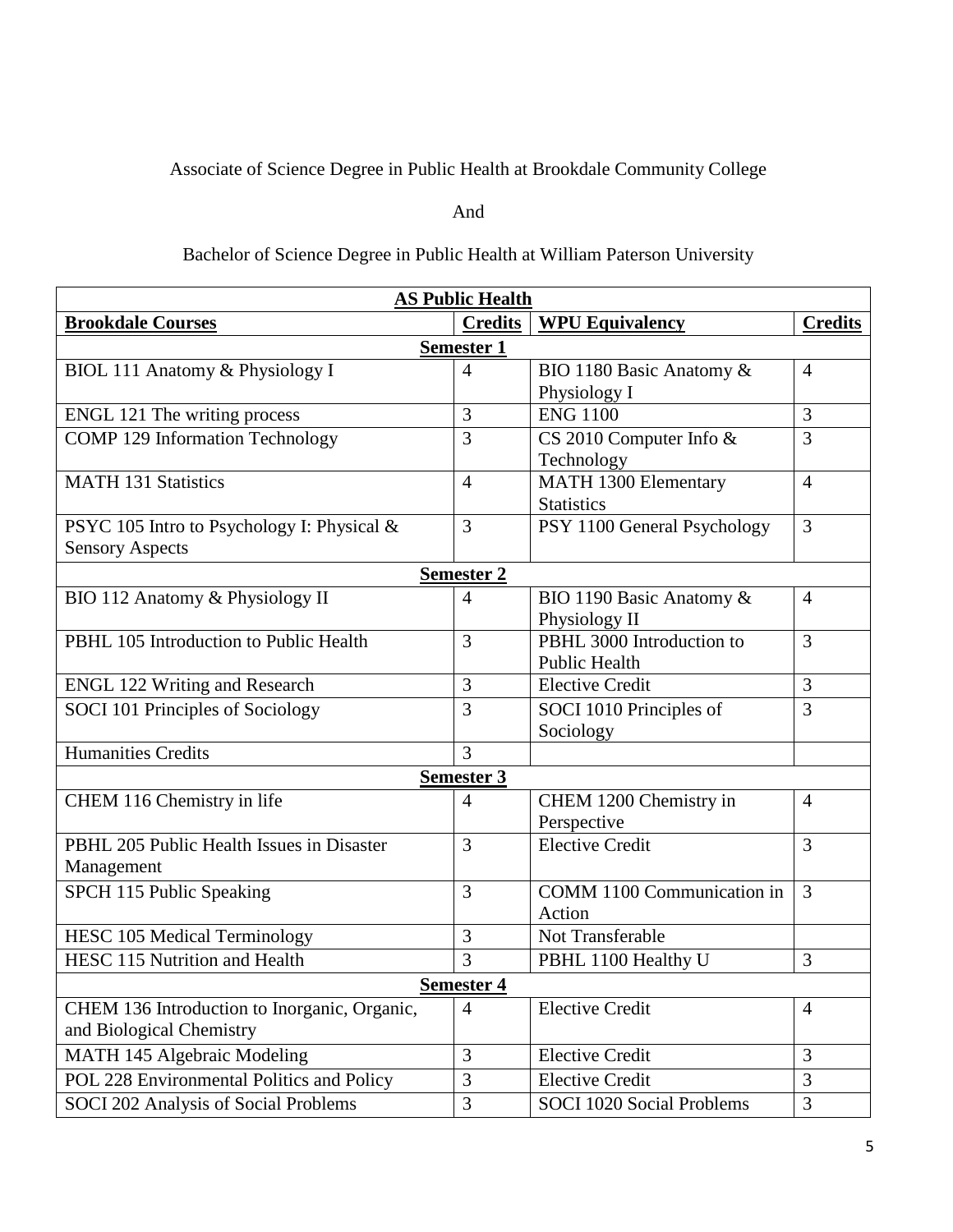Associate of Science Degree in Public Health at Brookdale Community College

And

Bachelor of Science Degree in Public Health at William Paterson University

| **AS Public Health** | | | |
|---|---|---|---|
| **Brookdale Courses** | **Credits** | **WPU Equivalency** | **Credits** |
| **Semester 1** | | | |
| BIOL 111 Anatomy & Physiology I | 4 | BIO 1180 Basic Anatomy & Physiology I | 4 |
| ENGL 121 The writing process | 3 | ENG 1100 | 3 |
| COMP 129 Information Technology | 3 | CS 2010 Computer Info & Technology | 3 |
| MATH 131 Statistics | 4 | MATH 1300 Elementary Statistics | 4 |
| PSYC 105 Intro to Psychology I: Physical & Sensory Aspects | 3 | PSY 1100 General Psychology | 3 |
| **Semester 2** | | | |
| BIO 112 Anatomy & Physiology II | 4 | BIO 1190 Basic Anatomy & Physiology II | 4 |
| PBHL 105 Introduction to Public Health | 3 | PBHL 3000 Introduction to Public Health | 3 |
| ENGL 122 Writing and Research | 3 | Elective Credit | 3 |
| SOCI 101 Principles of Sociology | 3 | SOCI 1010 Principles of Sociology | 3 |
| Humanities Credits | 3 | | |
| **Semester 3** | | | |
| CHEM 116 Chemistry in life | 4 | CHEM 1200 Chemistry in Perspective | 4 |
| PBHL 205 Public Health Issues in Disaster Management | 3 | Elective Credit | 3 |
| SPCH 115 Public Speaking | 3 | COMM 1100 Communication in Action | 3 |
| HESC 105 Medical Terminology | 3 | Not Transferable | |
| HESC 115 Nutrition and Health | 3 | PBHL 1100 Healthy U | 3 |
| **Semester 4** | | | |
| CHEM 136 Introduction to Inorganic, Organic, and Biological Chemistry | 4 | Elective Credit | 4 |
| MATH 145 Algebraic Modeling | 3 | Elective Credit | 3 |
| POL 228 Environmental Politics and Policy | 3 | Elective Credit | 3 |
| SOCI 202 Analysis of Social Problems | 3 | SOCI 1020 Social Problems | 3 |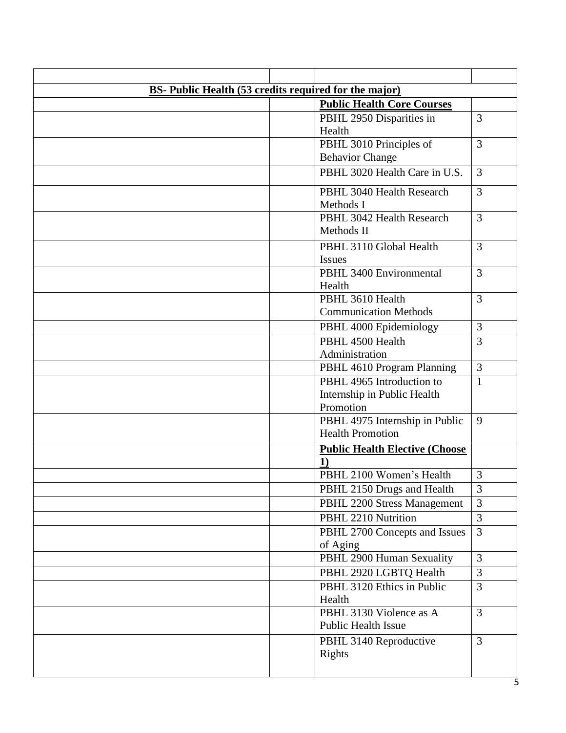| | | | |
|---|---|---|---|
| **BS- Public Health (53 credits required for the major)** | | | |
| | | **Public Health Core Courses** | |
| | | PBHL 2950 Disparities in Health | 3 |
| | | PBHL 3010 Principles of Behavior Change | 3 |
| | | PBHL 3020 Health Care in U.S. | 3 |
| | | PBHL 3040 Health Research Methods I | 3 |
| | | PBHL 3042 Health Research Methods II | 3 |
| | | PBHL 3110 Global Health Issues | 3 |
| | | PBHL 3400 Environmental Health | 3 |
| | | PBHL 3610 Health Communication Methods | 3 |
| | | PBHL 4000 Epidemiology | 3 |
| | | PBHL 4500 Health Administration | 3 |
| | | PBHL 4610 Program Planning | 3 |
| | | PBHL 4965 Introduction to Internship in Public Health Promotion | 1 |
| | | PBHL 4975 Internship in Public Health Promotion | 9 |
| | | **Public Health Elective (Choose 1)** | |
| | | PBHL 2100 Women's Health | 3 |
| | | PBHL 2150 Drugs and Health | 3 |
| | | PBHL 2200 Stress Management | 3 |
| | | PBHL 2210 Nutrition | 3 |
| | | PBHL 2700 Concepts and Issues of Aging | 3 |
| | | PBHL 2900 Human Sexuality | 3 |
| | | PBHL 2920 LGBTQ Health | 3 |
| | | PBHL 3120 Ethics in Public Health | 3 |
| | | PBHL 3130 Violence as A Public Health Issue | 3 |
| | | PBHL 3140 Reproductive Rights | 3 |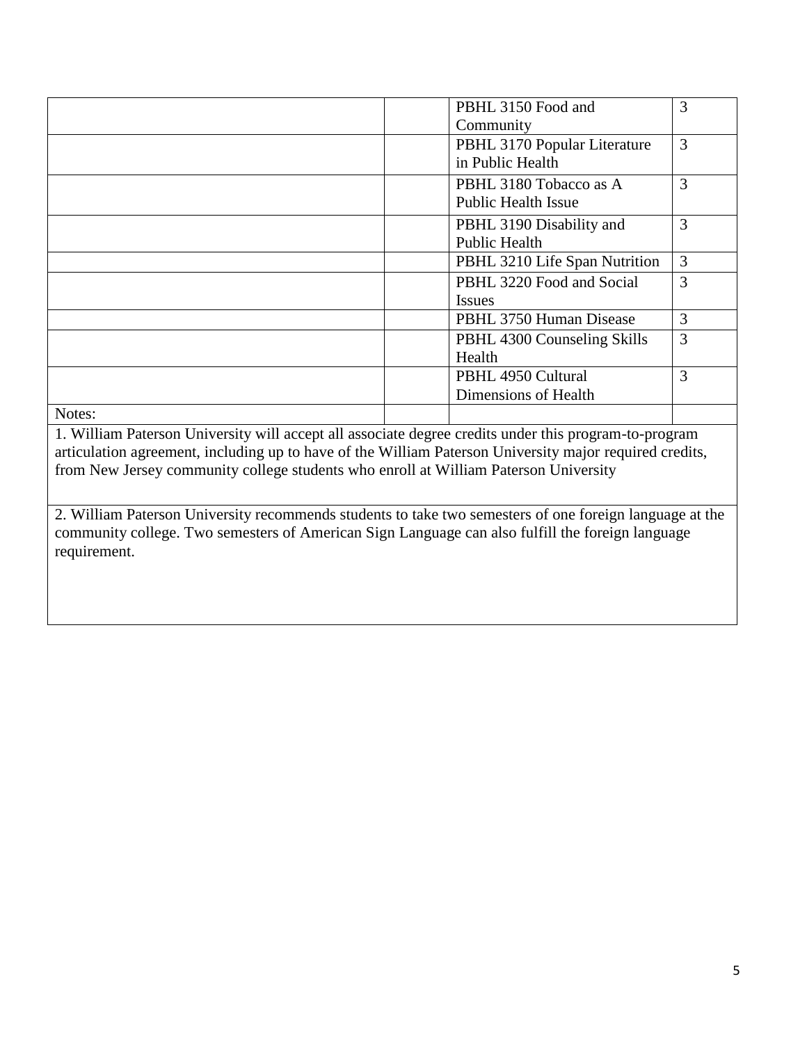| | | | |
|---|---|---|---|
| | | PBHL 3150 Food and Community | 3 |
| | | PBHL 3170 Popular Literature in Public Health | 3 |
| | | PBHL 3180 Tobacco as A Public Health Issue | 3 |
| | | PBHL 3190 Disability and Public Health | 3 |
| | | PBHL 3210 Life Span Nutrition | 3 |
| | | PBHL 3220 Food and Social Issues | 3 |
| | | PBHL 3750 Human Disease | 3 |
| | | PBHL 4300 Counseling Skills Health | 3 |
| | | PBHL 4950 Cultural Dimensions of Health | 3 |
| Notes: | | | |

1. William Paterson University will accept all associate degree credits under this program-to-program articulation agreement, including up to have of the William Paterson University major required credits, from New Jersey community college students who enroll at William Paterson University

2. William Paterson University recommends students to take two semesters of one foreign language at the community college. Two semesters of American Sign Language can also fulfill the foreign language requirement.